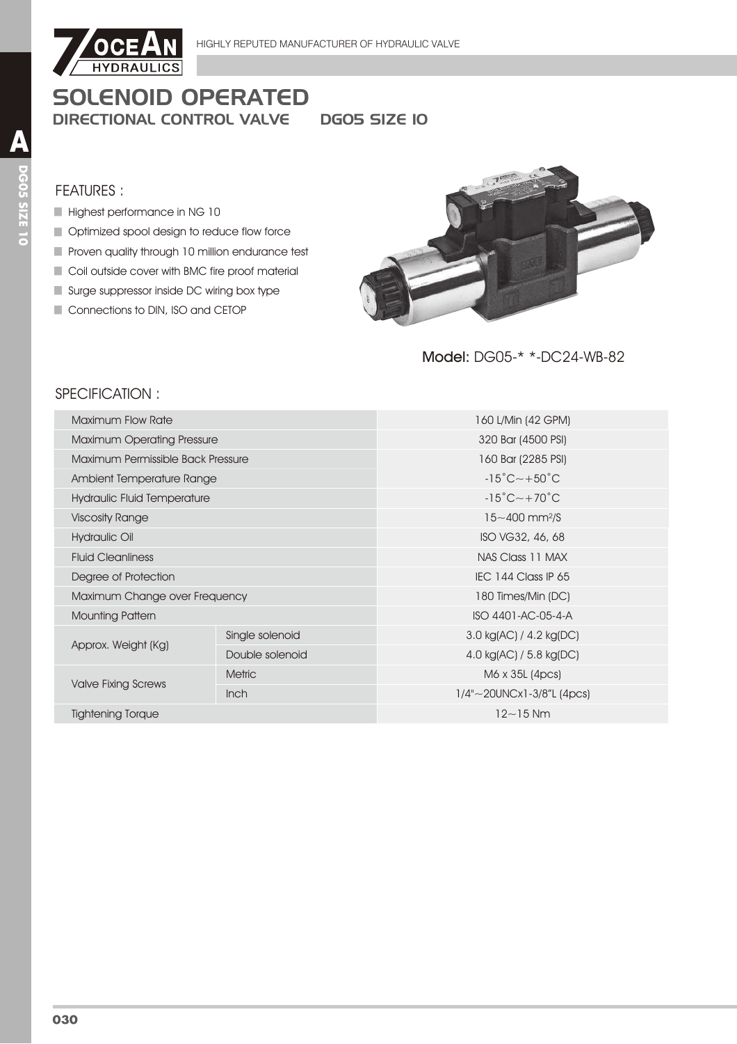# SOLENOID OPERATED

## DIRECTIONAL CONTROL VALVE DG05 SIZE 10

### FEATURES :

- Highest performance in NG 10
- Optimized spool design to reduce flow force
- Proven quality through 10 million endurance test
- Coil outside cover with BMC fire proof material
- Surge suppressor inside DC wiring box type
- Connections to DIN, ISO and CETOP

**Model:** DG05-* *-DC24-WB-82

### SPECIFICATION :

| | | |
|---|---|---|
| Maximum Flow Rate | | 160 L/Min (42 GPM) |
| Maximum Operating Pressure | | 320 Bar (4500 PSI) |
| Maximum Permissible Back Pressure | | 160 Bar (2285 PSI) |
| Ambient Temperature Range | | -15˚C～+50˚C |
| Hydraulic Fluid Temperature | | -15˚C～+70˚C |
| Viscosity Range | | 15～400 $mm^2/S$ |
| Hydraulic Oil | | ISO VG32, 46, 68 |
| Fluid Cleanliness | | NAS Class 11 MAX |
| Degree of Protection | | IEC 144 Class IP 65 |
| Maximum Change over Frequency | | 180 Times/Min (DC) |
| Mounting Pattern | | ISO 4401-AC-05-4-A |
| Approx. Weight (Kg) | Single solenoid | 3.0 kg(AC) / 4.2 kg(DC) |
| | Double solenoid | 4.0 kg(AC) / 5.8 kg(DC) |
| Valve Fixing Screws | Metric | M6 x 35L (4pcs) |
| | Inch | 1/4"～20UNCx1-3/8"L (4pcs) |
| Tightening Torque | | 12～15 Nm |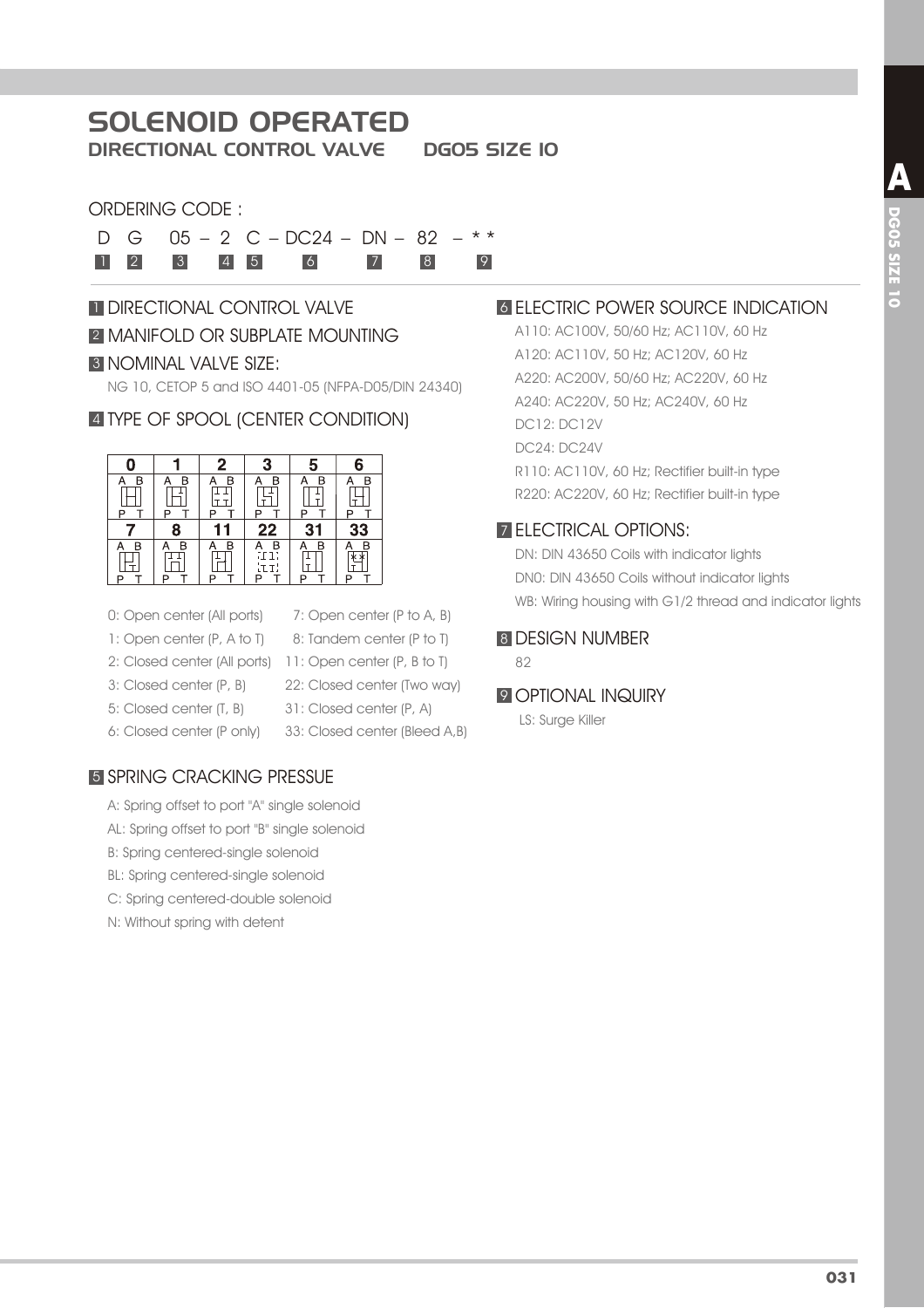# SOLENOID OPERATED

## DIRECTIONAL CONTROL VALVE DG05 SIZE 10

ORDERING CODE :

| D | G | 05 – | 2 | C – | DC24 – | DN – | 82 – | * * |
|---|---|---|---|---|---|---|---|---|
| 1 | 2 | 3 | 4 | 5 | 6 | 7 | 8 | 9 |

**1** DIRECTIONAL CONTROL VALVE

**2** MANIFOLD OR SUBPLATE MOUNTING

**3** NOMINAL VALVE SIZE:

NG 10, CETOP 5 and ISO 4401-05 (NFPA-D05/DIN 24340)

**4** TYPE OF SPOOL (CENTER CONDITION)

| 0 | 1 | 2 | 3 | 5 | 6 |
|---|---|---|---|---|---|
| 7 | 8 | 11 | 22 | 31 | 33 |

- 0: Open center (All ports)
- 1: Open center (P, A to T)
- 2: Closed center (All ports)
- 3: Closed center (P, B)
- 5: Closed center (T, B)
- 6: Closed center (P only)
- 7: Open center (P to A, B)
- 8: Tandem center (P to T)
- 11: Open center (P, B to T)
- 22: Closed center (Two way)
- 31: Closed center (P, A)
- 33: Closed center (Bleed A,B)

**5** SPRING CRACKING PRESSUE

- A: Spring offset to port "A" single solenoid
- AL: Spring offset to port "B" single solenoid
- B: Spring centered-single solenoid
- BL: Spring centered-single solenoid
- C: Spring centered-double solenoid
- N: Without spring with detent

**6** ELECTRIC POWER SOURCE INDICATION

- A110: AC100V, 50/60 Hz; AC110V, 60 Hz
- A120: AC110V, 50 Hz; AC120V, 60 Hz
- A220: AC200V, 50/60 Hz; AC220V, 60 Hz
- A240: AC220V, 50 Hz; AC240V, 60 Hz
- DC12: DC12V
- DC24: DC24V
- R110: AC110V, 60 Hz; Rectifier built-in type
- R220: AC220V, 60 Hz; Rectifier built-in type

**7** ELECTRICAL OPTIONS:

- DN: DIN 43650 Coils with indicator lights
- DN0: DIN 43650 Coils without indicator lights
- WB: Wiring housing with G1/2 thread and indicator lights

**8** DESIGN NUMBER

82

**9** OPTIONAL INQUIRY

LS: Surge Killer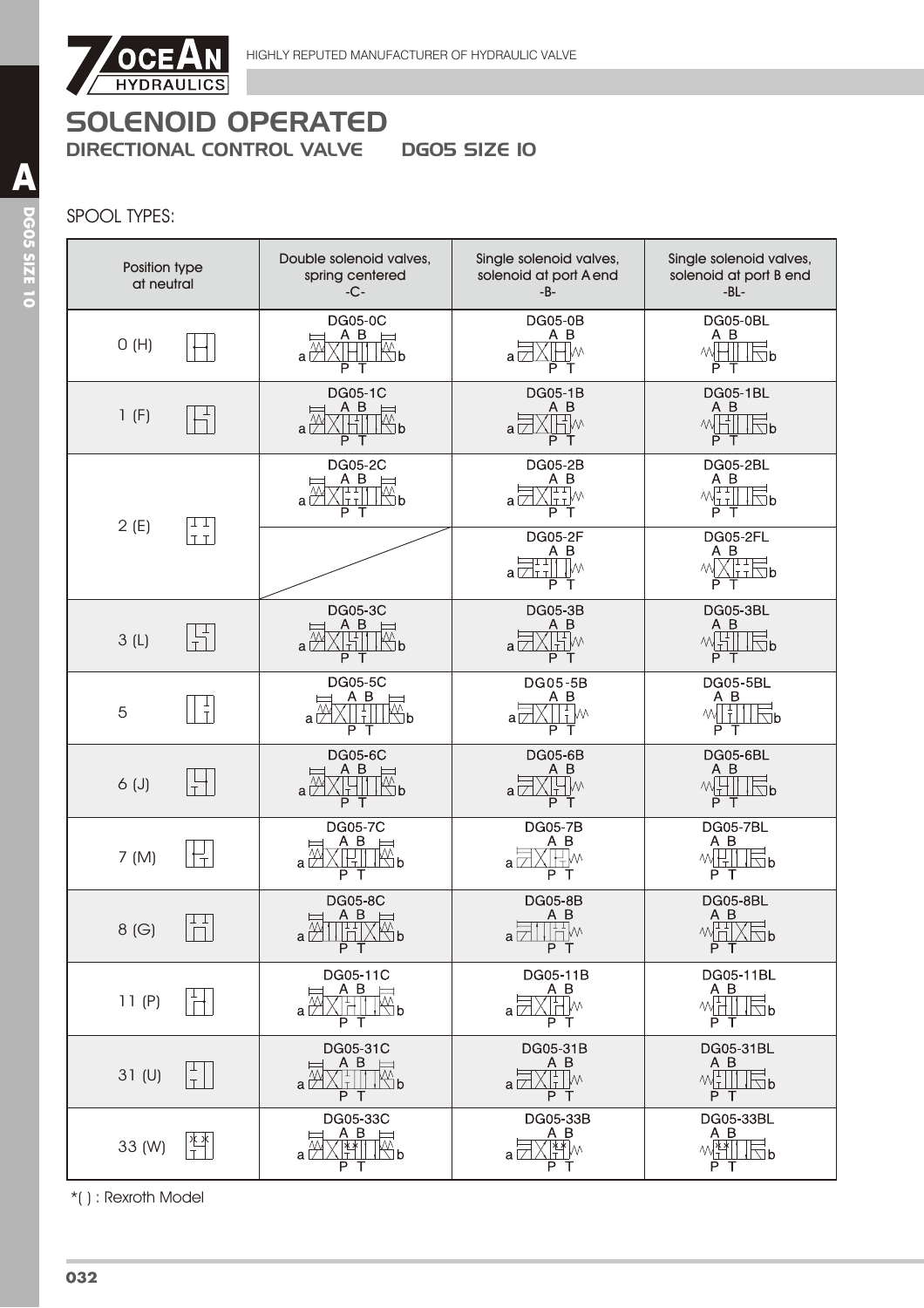# SOLENOID OPERATED

## DIRECTIONAL CONTROL VALVE DG05 SIZE 10

SPOOL TYPES:

| Position type at neutral | Double solenoid valves, spring centered -C- | Single solenoid valves, solenoid at port A end -B- | Single solenoid valves, solenoid at port B end -BL- |
|---|---|---|---|
| 0 (H) | DG05-0C | DG05-0B | DG05-0BL |
| 1 (F) | DG05-1C | DG05-1B | DG05-1BL |
| 2 (E) | DG05-2C | DG05-2B | DG05-2BL |
| | | DG05-2F | DG05-2FL |
| 3 (L) | DG05-3C | DG05-3B | DG05-3BL |
| 5 | DG05-5C | DG05-5B | DG05-5BL |
| 6 (J) | DG05-6C | DG05-6B | DG05-6BL |
| 7 (M) | DG05-7C | DG05-7B | DG05-7BL |
| 8 (G) | DG05-8C | DG05-8B | DG05-8BL |
| 11 (P) | DG05-11C | DG05-11B | DG05-11BL |
| 31 (U) | DG05-31C | DG05-31B | DG05-31BL |
| 33 (W) | DG05-33C | DG05-33B | DG05-33BL |

*( ) : Rexroth Model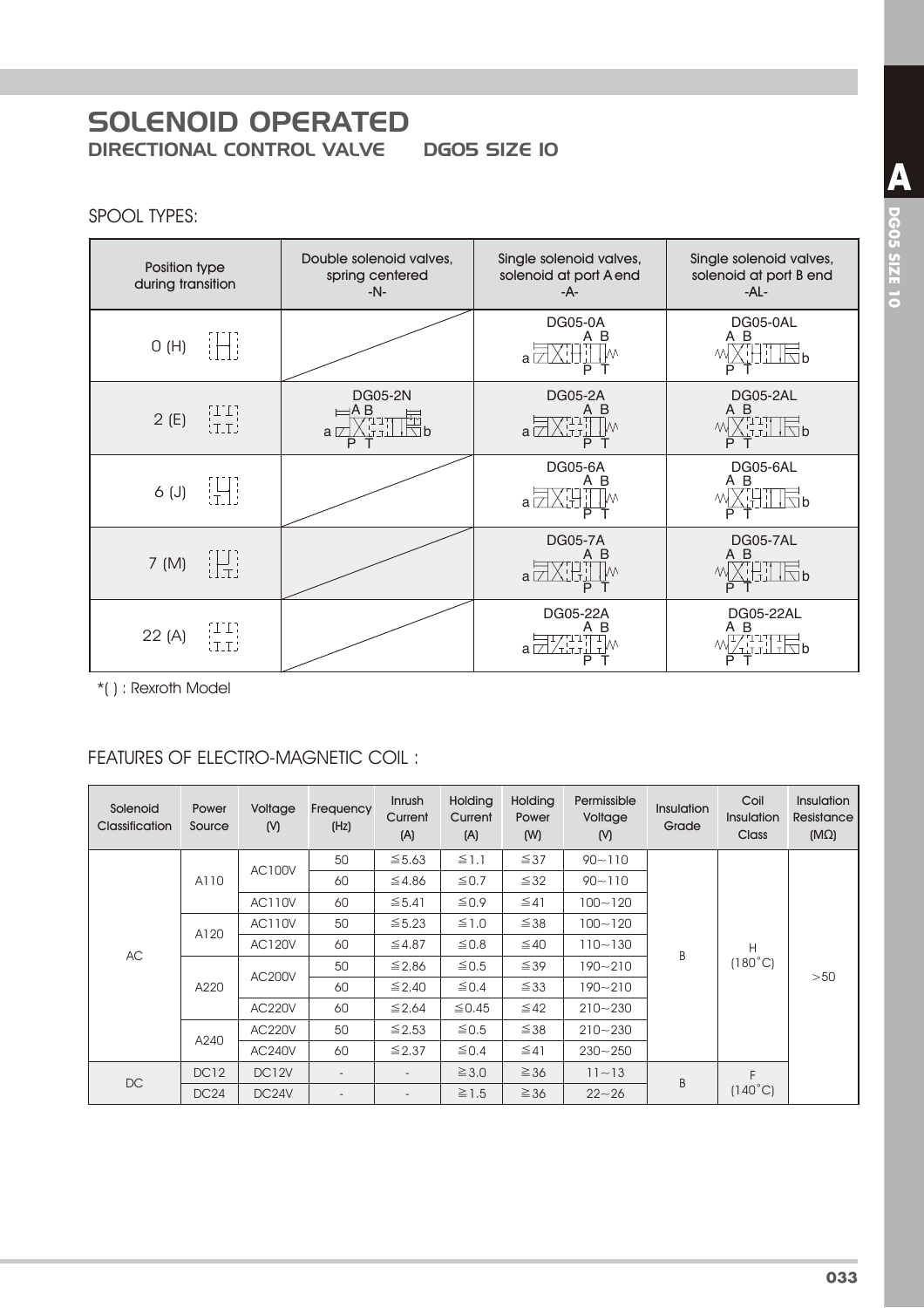# SOLENOID OPERATED

## DIRECTIONAL CONTROL VALVE DG05 SIZE 10

### SPOOL TYPES:

| Position type during transition | Double solenoid valves, spring centered -N- | Single solenoid valves, solenoid at port A end -A- | Single solenoid valves, solenoid at port B end -AL- |
|---|---|---|---|
| 0 (H) | | DG05-0A | DG05-0AL |
| 2 (E) | DG05-2N | DG05-2A | DG05-2AL |
| 6 (J) | | DG05-6A | DG05-6AL |
| 7 (M) | | DG05-7A | DG05-7AL |
| 22 (A) | | DG05-22A | DG05-22AL |

*( ) : Rexroth Model

### FEATURES OF ELECTRO-MAGNETIC COIL :

| Solenoid Classification | Power Source | Voltage (V) | Frequency (Hz) | Inrush Current (A) | Holding Current (A) | Holding Power (W) | Permissible Voltage (V) | Insulation Grade | Coil Insulation Class | Insulation Resistance (MΩ) |
|---|---|---|---|---|---|---|---|---|---|---|
| AC | A110 | AC100V | 50 | ≦5.63 | ≦1.1 | ≦37 | 90~110 | B | H (180°C) | >50 |
| | | | 60 | ≦4.86 | ≦0.7 | ≦32 | 90~110 | | | |
| | | AC110V | 60 | ≦5.41 | ≦0.9 | ≦41 | 100~120 | | | |
| | A120 | AC110V | 50 | ≦5.23 | ≦1.0 | ≦38 | 100~120 | | | |
| | | AC120V | 60 | ≦4.87 | ≦0.8 | ≦40 | 110~130 | | | |
| | A220 | AC200V | 50 | ≦2.86 | ≦0.5 | ≦39 | 190~210 | | | |
| | | | 60 | ≦2.40 | ≦0.4 | ≦33 | 190~210 | | | |
| | | AC220V | 60 | ≦2.64 | ≦0.45 | ≦42 | 210~230 | | | |
| | A240 | AC220V | 50 | ≦2.53 | ≦0.5 | ≦38 | 210~230 | | | |
| | | AC240V | 60 | ≦2.37 | ≦0.4 | ≦41 | 230~250 | | | |
| DC | DC12 | DC12V | - | - | ≧3.0 | ≧36 | 11~13 | B | F (140°C) | |
| | DC24 | DC24V | - | - | ≧1.5 | ≧36 | 22~26 | | | |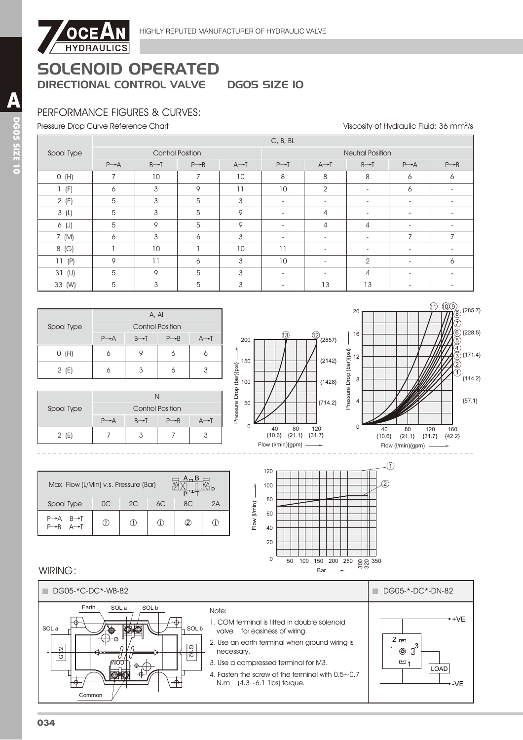# SOLENOID OPERATED

## DIRECTIONAL CONTROL VALVE DG05 SIZE 10

### PERFORMANCE FIGURES & CURVES:

Pressure Drop Curve Reference Chart

Viscosity of Hydraulic Fluid: 36 mm²/s

| Spool Type | C, B, BL | | | | | | | | |
|---|---|---|---|---|---|---|---|---|---|
| | Control Position | | | | Neutral Position | | | | |
| | P→A | B→T | P→B | A→T | P→T | A→T | B→T | P→A | P→B |
| 0 (H) | 7 | 10 | 7 | 10 | 8 | 8 | 8 | 6 | 6 |
| 1 (F) | 6 | 3 | 9 | 11 | 10 | 2 | - | 6 | - |
| 2 (E) | 5 | 3 | 5 | 3 | - | - | - | - | - |
| 3 (L) | 5 | 3 | 5 | 9 | - | 4 | - | - | - |
| 6 (J) | 5 | 9 | 5 | 9 | - | 4 | 4 | - | - |
| 7 (M) | 6 | 3 | 6 | 3 | - | - | - | 7 | 7 |
| 8 (G) | 1 | 10 | 1 | 10 | 11 | - | - | - | - |
| 11 (P) | 9 | 11 | 6 | 3 | 10 | - | 2 | - | 6 |
| 31 (U) | 5 | 9 | 5 | 3 | - | - | 4 | - | - |
| 33 (W) | 5 | 3 | 5 | 3 | - | 13 | 13 | - | - |

| Spool Type | A, AL | | | |
|---|---|---|---|---|
| | Control Position | | | |
| | P→A | B→T | P→B | A→T |
| 0 (H) | 6 | 9 | 6 | 6 |
| 2 (E) | 6 | 3 | 6 | 3 |

| Spool Type | N | | | |
|---|---|---|---|---|
| | Control Position | | | |
| | P→A | B→T | P→B | A→T |
| 2 (E) | 7 | 3 | 7 | 3 |

| Max. Flow (L/Min) v.s. Pressure (Bar) | | | | | |
|---|---|---|---|---|---|
| Spool Type | 0C | 2C | 6C | 8C | 2A |
| P→A B→T<br>P→B A→T | ① | ① | ① | ② | ① |

### WIRING:

**DG05-*C-DC*-WB-82**

Note:

1. COM terminal is fitted in double solenoid valve for easiness of wiring.
2. Use an earth terminal when ground wiring is necessary.
3. Use a compressed terminal for M3.
4. Fasten the screw of the terminal with 0.5~0.7 N.m (4.3~6.1 1bs) torque.

**DG05-*-DC*-DN-82**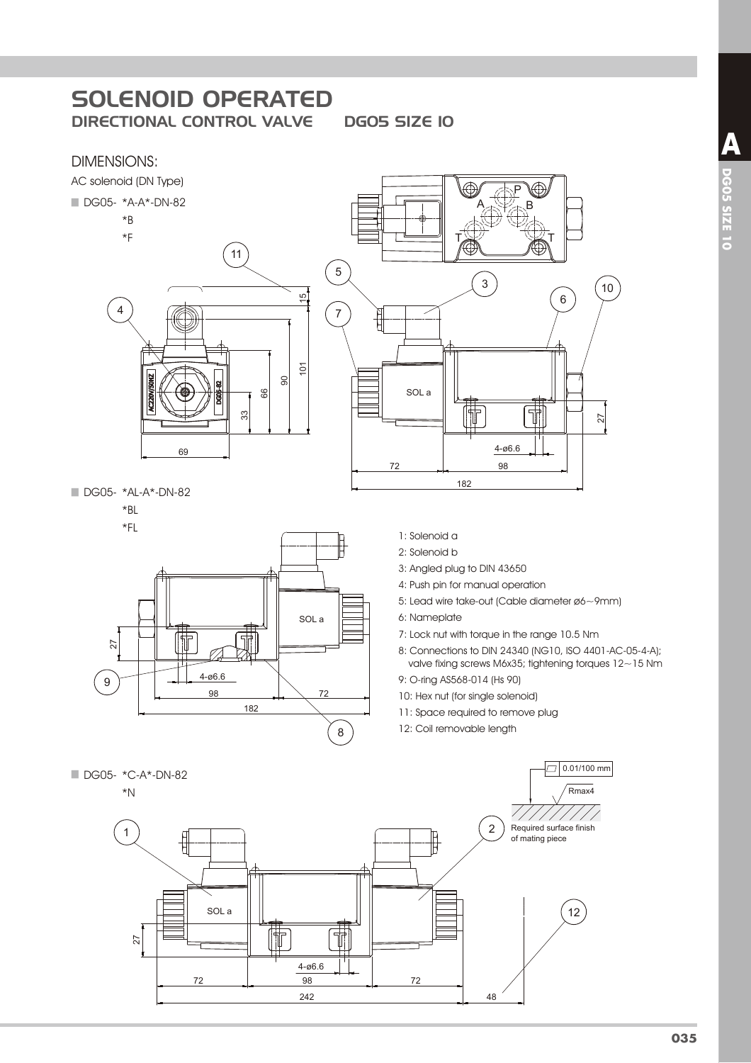# SOLENOID OPERATED

## DIRECTIONAL CONTROL VALVE DG05 SIZE 10

### DIMENSIONS:

AC solenoid (DN Type)

■ DG05- *A-A*-DN-82
*B
*F

■ DG05- *AL-A*-DN-82
*BL
*FL

1: Solenoid a
2: Solenoid b
3: Angled plug to DIN 43650
4: Push pin for manual operation
5: Lead wire take-out (Cable diameter ø6~9mm)
6: Nameplate
7: Lock nut with torque in the range 10.5 Nm
8: Connections to DIN 24340 (NG10, ISO 4401-AC-05-4-A); valve fixing screws M6x35; tightening torques 12~15 Nm
9: O-ring AS568-014 (Hs 90)
10: Hex nut (for single solenoid)
11: Space required to remove plug
12: Coil removable length

■ DG05- *C-A*-DN-82
*N

0.01/100 mm
Rmax4
Required surface finish of mating piece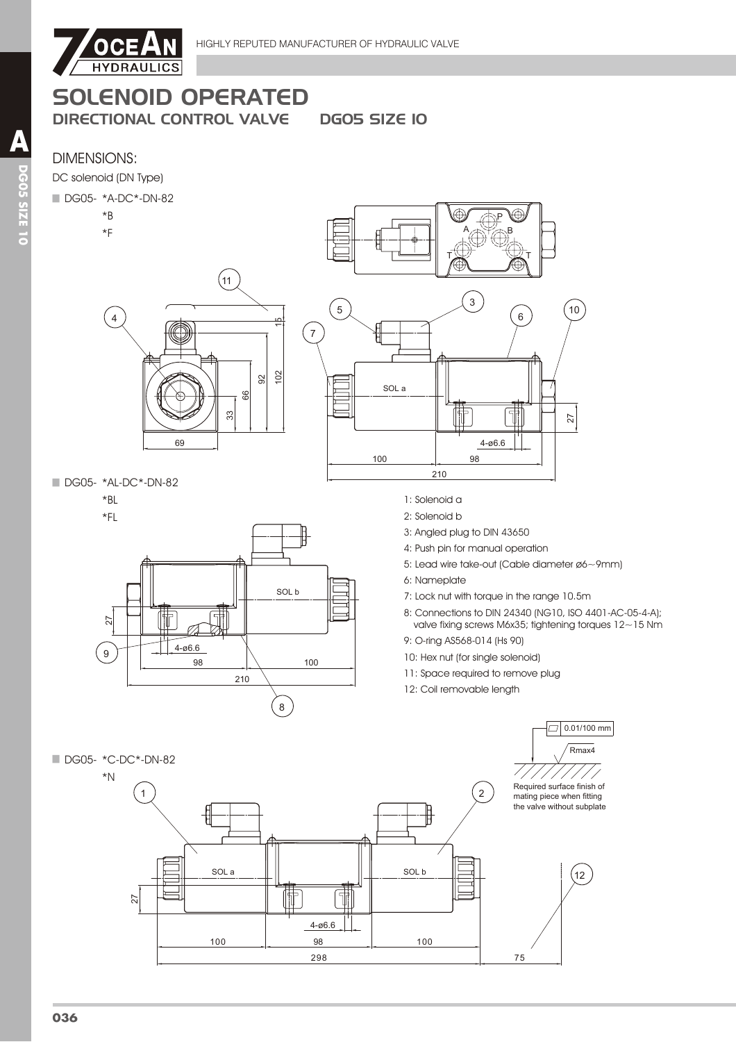# SOLENOID OPERATED
## DIRECTIONAL CONTROL VALVE    DG05 SIZE 10

### DIMENSIONS:

DC solenoid (DN Type)

■ DG05- *A-DC*-DN-82
*B
*F

■ DG05- *AL-DC*-DN-82
*BL
*FL

1: Solenoid a
2: Solenoid b
3: Angled plug to DIN 43650
4: Push pin for manual operation
5: Lead wire take-out (Cable diameter ø6~9mm)
6: Nameplate
7: Lock nut with torque in the range 10.5m
8: Connections to DIN 24340 (NG10, ISO 4401-AC-05-4-A); valve fixing screws M6x35; tightening torques 12~15 Nm
9: O-ring AS568-014 (Hs 90)
10: Hex nut (for single solenoid)
11: Space required to remove plug
12: Coil removable length

0.01/100 mm
Rmax4
Required surface finish of mating piece when fitting the valve without subplate

■ DG05- *C-DC*-DN-82
*N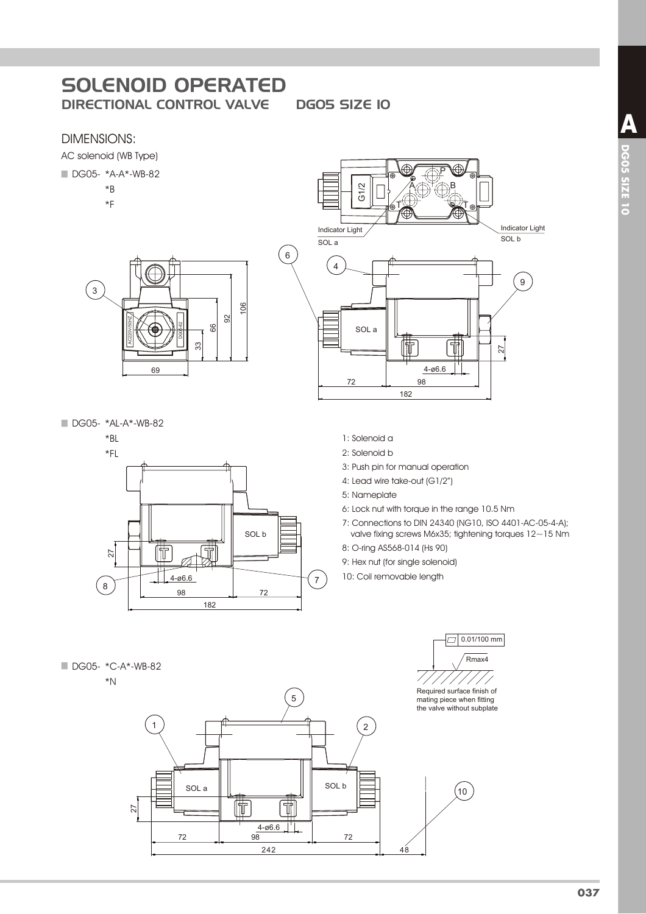# SOLENOID OPERATED

## DIRECTIONAL CONTROL VALVE DG05 SIZE 10

### DIMENSIONS:

AC solenoid (WB Type)

- DG05- *A-A*-WB-82
  - *B
  - *F

- DG05- *AL-A*-WB-82
  - *BL
  - *FL

1: Solenoid a
2: Solenoid b
3: Push pin for manual operation
4: Lead wire take-out (G1/2")
5: Nameplate
6: Lock nut with torque in the range 10.5 Nm
7: Connections to DIN 24340 (NG10, ISO 4401-AC-05-4-A); valve fixing screws M6x35; tightening torques 12~15 Nm
8: O-ring AS568-014 (Hs 90)
9: Hex nut (for single solenoid)
10: Coil removable length

0.01/100 mm
Rmax4
Required surface finish of mating piece when fitting the valve without subplate

- DG05- *C-A*-WB-82
  - *N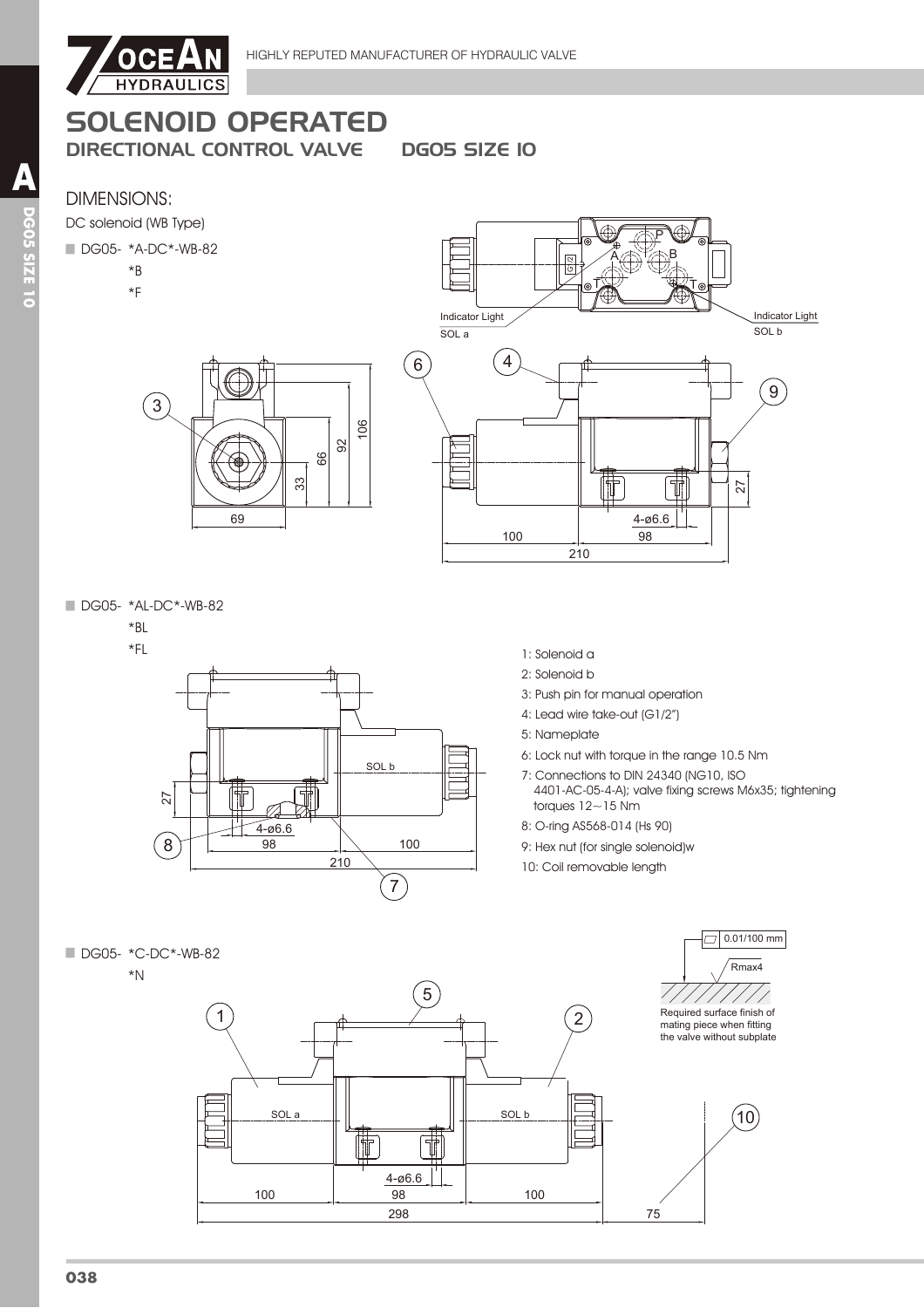# SOLENOID OPERATED

## DIRECTIONAL CONTROL VALVE    DG05 SIZE 10

### DIMENSIONS:

DC solenoid (WB Type)

- DG05- *A-DC*-WB-82
  *B
  *F

Indicator Light SOL a

Indicator Light SOL b

- DG05- *AL-DC*-WB-82
  *BL
  *FL

1: Solenoid a
2: Solenoid b
3: Push pin for manual operation
4: Lead wire take-out (G1/2")
5: Nameplate
6: Lock nut with torque in the range 10.5 Nm
7: Connections to DIN 24340 (NG10, ISO 4401-AC-05-4-A); valve fixing screws M6x35; tightening torques 12~15 Nm
8: O-ring AS568-014 (Hs 90)
9: Hex nut (for single solenoid)w
10: Coil removable length

- DG05- *C-DC*-WB-82
  *N

0.01/100 mm
Rmax4
Required surface finish of mating piece when fitting the valve without subplate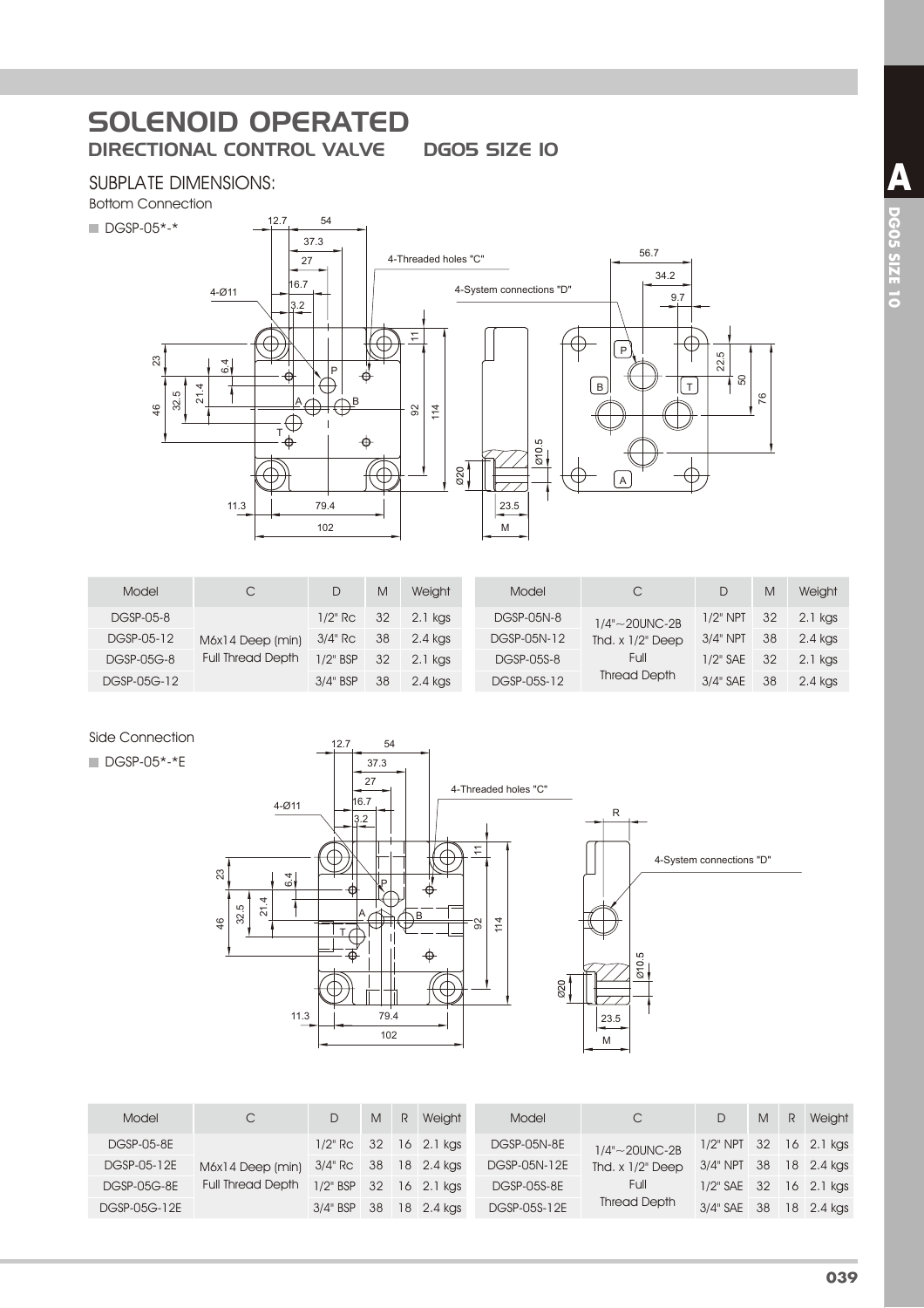# SOLENOID OPERATED

## DIRECTIONAL CONTROL VALVE DG05 SIZE 10

### SUBPLATE DIMENSIONS:

Bottom Connection

■ DGSP-05*-*

| Model | C | D | M | Weight |
|---|---|---|---|---|
| DGSP-05-8 | M6x14 Deep (min) Full Thread Depth | 1/2" Rc | 32 | 2.1 kgs |
| DGSP-05-12 | | 3/4" Rc | 38 | 2.4 kgs |
| DGSP-05G-8 | | 1/2" BSP | 32 | 2.1 kgs |
| DGSP-05G-12 | | 3/4" BSP | 38 | 2.4 kgs |

| Model | C | D | M | Weight |
|---|---|---|---|---|
| DGSP-05N-8 | 1/4"~20UNC-2B Thd. x 1/2" Deep Full Thread Depth | 1/2" NPT | 32 | 2.1 kgs |
| DGSP-05N-12 | | 3/4" NPT | 38 | 2.4 kgs |
| DGSP-05S-8 | | 1/2" SAE | 32 | 2.1 kgs |
| DGSP-05S-12 | | 3/4" SAE | 38 | 2.4 kgs |

Side Connection

■ DGSP-05*-*E

| Model | C | D | M | R | Weight |
|---|---|---|---|---|---|
| DGSP-05-8E | M6x14 Deep (min) Full Thread Depth | 1/2" Rc | 32 | 16 | 2.1 kgs |
| DGSP-05-12E | | 3/4" Rc | 38 | 18 | 2.4 kgs |
| DGSP-05G-8E | | 1/2" BSP | 32 | 16 | 2.1 kgs |
| DGSP-05G-12E | | 3/4" BSP | 38 | 18 | 2.4 kgs |

| Model | C | D | M | R | Weight |
|---|---|---|---|---|---|
| DGSP-05N-8E | 1/4"~20UNC-2B Thd. x 1/2" Deep Full Thread Depth | 1/2" NPT | 32 | 16 | 2.1 kgs |
| DGSP-05N-12E | | 3/4" NPT | 38 | 18 | 2.4 kgs |
| DGSP-05S-8E | | 1/2" SAE | 32 | 16 | 2.1 kgs |
| DGSP-05S-12E | | 3/4" SAE | 38 | 18 | 2.4 kgs |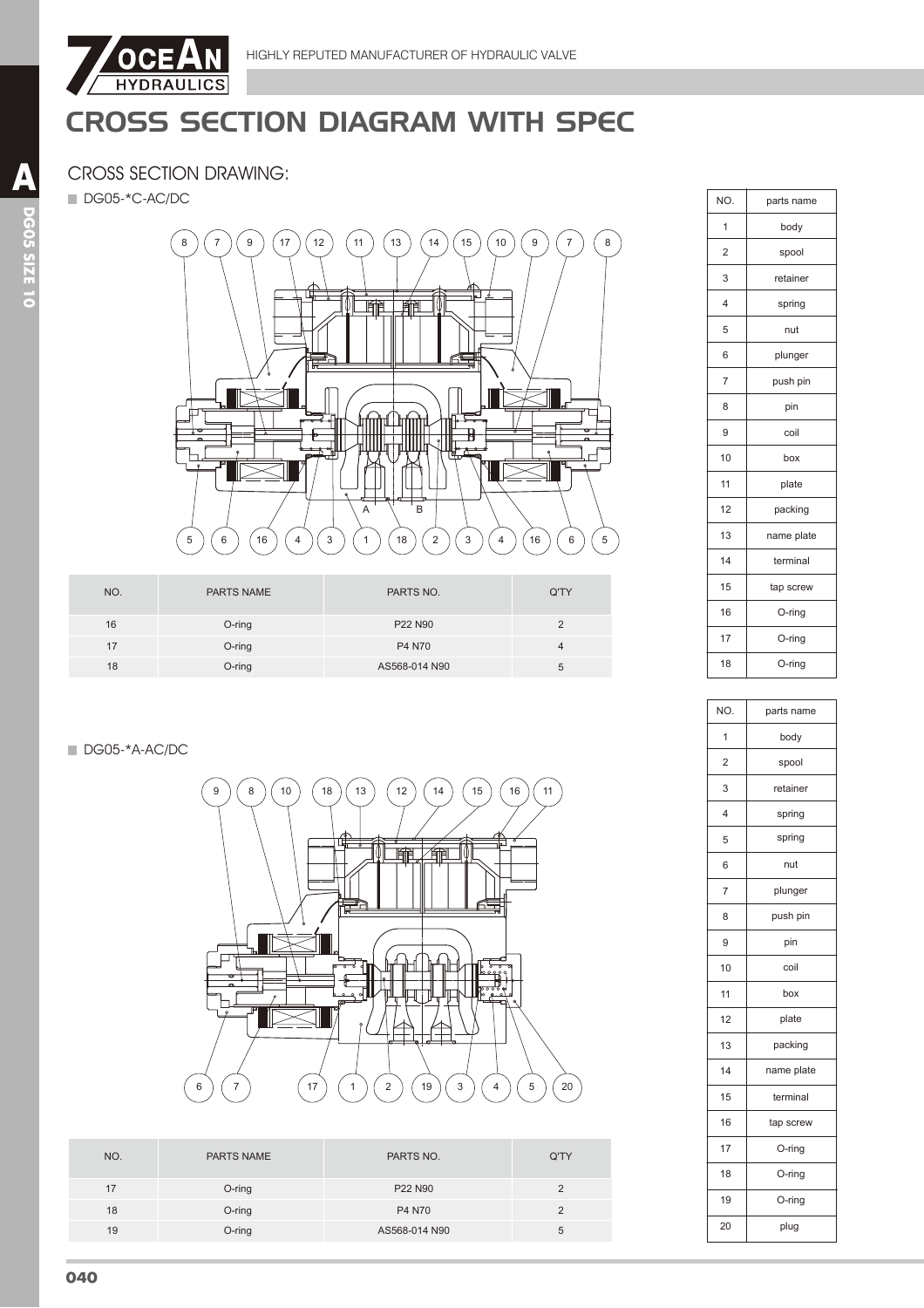# CROSS SECTION DIAGRAM WITH SPEC

## CROSS SECTION DRAWING:

### DG05-*C-AC/DC

8 7 9 17 12 11 13 14 15 10 9 7 8

A B

5 6 16 4 3 1 18 2 3 4 16 6 5

| NO. | parts name |
|---|---|
| 1 | body |
| 2 | spool |
| 3 | retainer |
| 4 | spring |
| 5 | nut |
| 6 | plunger |
| 7 | push pin |
| 8 | pin |
| 9 | coil |
| 10 | box |
| 11 | plate |
| 12 | packing |
| 13 | name plate |
| 14 | terminal |
| 15 | tap screw |
| 16 | O-ring |
| 17 | O-ring |
| 18 | O-ring |

| NO. | PARTS NAME | PARTS NO. | Q'TY |
|---|---|---|---|
| 16 | O-ring | P22 N90 | 2 |
| 17 | O-ring | P4 N70 | 4 |
| 18 | O-ring | AS568-014 N90 | 5 |

### DG05-*A-AC/DC

9 8 10 18 13 12 14 15 16 11

6 7 17 1 2 19 3 4 5 20

| NO. | parts name |
|---|---|
| 1 | body |
| 2 | spool |
| 3 | retainer |
| 4 | spring |
| 5 | spring |
| 6 | nut |
| 7 | plunger |
| 8 | push pin |
| 9 | pin |
| 10 | coil |
| 11 | box |
| 12 | plate |
| 13 | packing |
| 14 | name plate |
| 15 | terminal |
| 16 | tap screw |
| 17 | O-ring |
| 18 | O-ring |
| 19 | O-ring |
| 20 | plug |

| NO. | PARTS NAME | PARTS NO. | Q'TY |
|---|---|---|---|
| 17 | O-ring | P22 N90 | 2 |
| 18 | O-ring | P4 N70 | 2 |
| 19 | O-ring | AS568-014 N90 | 5 |